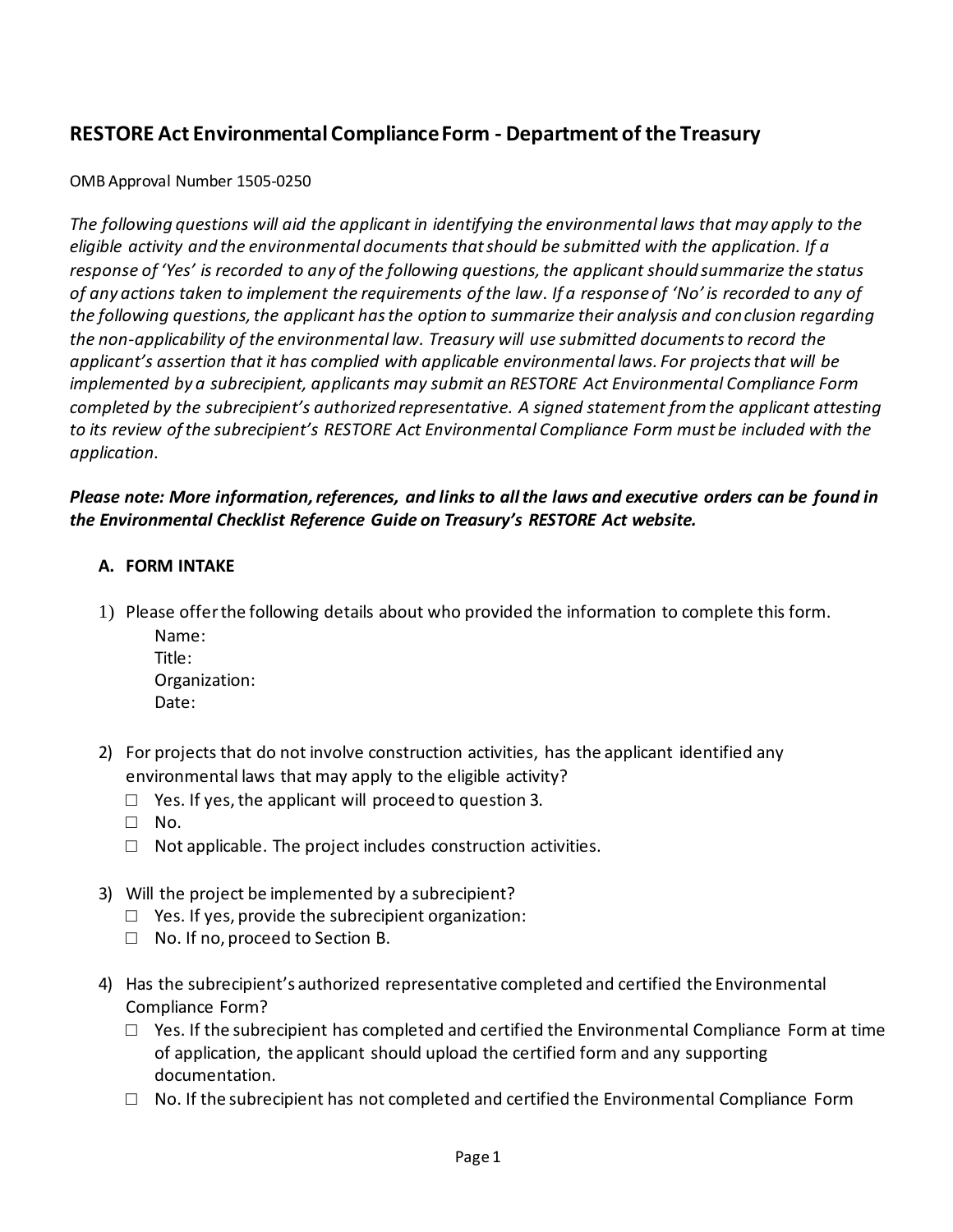# RESTORE Act Environmental Compliance Form - Department of the Treasury

OMB Approval Number 1505-0250

*The following questions will aid the applicant in identifying the environmental laws that may apply to the eligible activity and the environmental documents that should be submitted with the application. If a response of 'Yes' is recorded to any of the following questions, the applicant should summarize the status of any actions taken to implement the requirements of the law. If a response of 'No' is recorded to any of the following questions, the applicant has the option to summarize their analysis and conclusion regarding the non-applicability of the environmental law. Treasury will use submitted documents to record the applicant's assertion that it has complied with applicable environmental laws. For projects that will be implemented by a subrecipient, applicants may submit an RESTORE Act Environmental Compliance Form completed by the subrecipient's authorized representative. A signed statement from the applicant attesting to its review of the subrecipient's RESTORE Act Environmental Compliance Form must be included with the application.*

***Please note: More information, references, and links to all the laws and executive orders can be found in the Environmental Checklist Reference Guide on Treasury's RESTORE Act website.***

## A. FORM INTAKE

1) Please offer the following details about who provided the information to complete this form.
   - Name:
   - Title:
   - Organization:
   - Date:

2) For projects that do not involve construction activities, has the applicant identified any environmental laws that may apply to the eligible activity?
   - ☐ Yes. If yes, the applicant will proceed to question 3.
   - ☐ No.
   - ☐ Not applicable. The project includes construction activities.

3) Will the project be implemented by a subrecipient?
   - ☐ Yes. If yes, provide the subrecipient organization:
   - ☐ No. If no, proceed to Section B.

4) Has the subrecipient's authorized representative completed and certified the Environmental Compliance Form?
   - ☐ Yes. If the subrecipient has completed and certified the Environmental Compliance Form at time of application, the applicant should upload the certified form and any supporting documentation.
   - ☐ No. If the subrecipient has not completed and certified the Environmental Compliance Form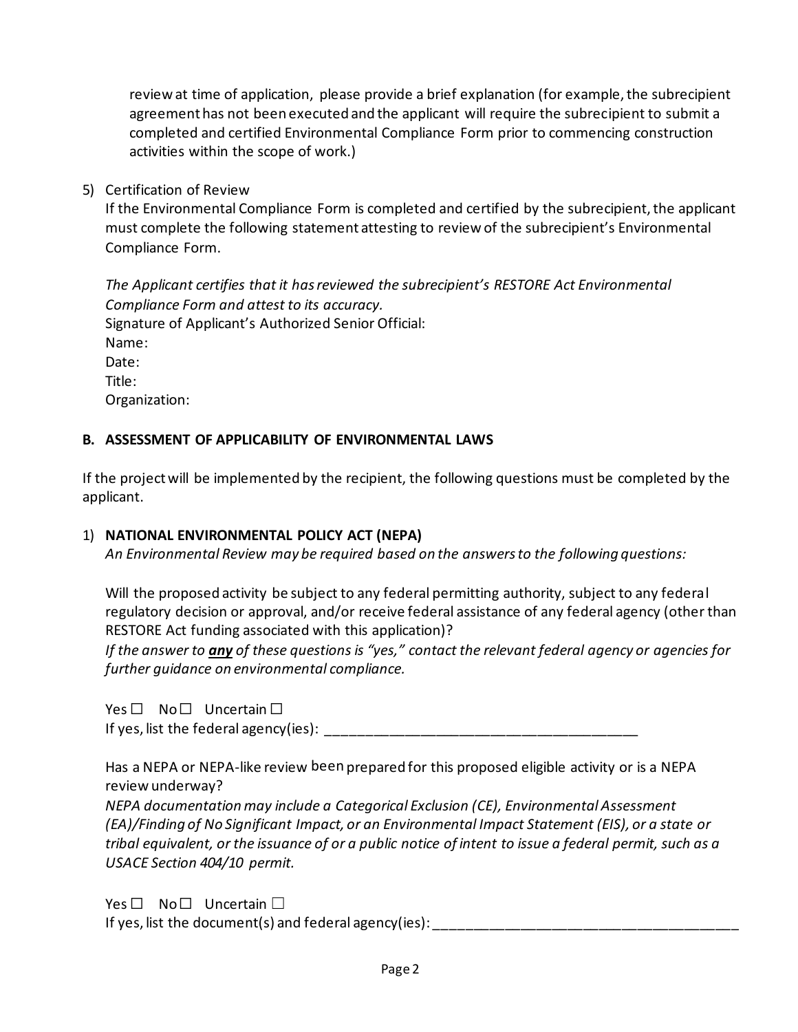review at time of application, please provide a brief explanation (for example, the subrecipient agreement has not been executed and the applicant will require the subrecipient to submit a completed and certified Environmental Compliance Form prior to commencing construction activities within the scope of work.)

5) Certification of Review

If the Environmental Compliance Form is completed and certified by the subrecipient, the applicant must complete the following statement attesting to review of the subrecipient's Environmental Compliance Form.

*The Applicant certifies that it has reviewed the subrecipient's RESTORE Act Environmental Compliance Form and attest to its accuracy.*

Signature of Applicant's Authorized Senior Official:

Name:

Date:

Title:

Organization:

### B. ASSESSMENT OF APPLICABILITY OF ENVIRONMENTAL LAWS

If the project will be implemented by the recipient, the following questions must be completed by the applicant.

1) **NATIONAL ENVIRONMENTAL POLICY ACT (NEPA)**

*An Environmental Review may be required based on the answers to the following questions:*

Will the proposed activity be subject to any federal permitting authority, subject to any federal regulatory decision or approval, and/or receive federal assistance of any federal agency (other than RESTORE Act funding associated with this application)?

*If the answer to* ***any*** *of these questions is "yes," contact the relevant federal agency or agencies for further guidance on environmental compliance.*

Yes ☐ No ☐ Uncertain ☐

If yes, list the federal agency(ies): ________________________________________

Has a NEPA or NEPA-like review been prepared for this proposed eligible activity or is a NEPA review underway?

*NEPA documentation may include a Categorical Exclusion (CE), Environmental Assessment (EA)/Finding of No Significant Impact, or an Environmental Impact Statement (EIS), or a state or tribal equivalent, or the issuance of or a public notice of intent to issue a federal permit, such as a USACE Section 404/10 permit.*

Yes ☐ No ☐ Uncertain ☐

If yes, list the document(s) and federal agency(ies): ________________________________________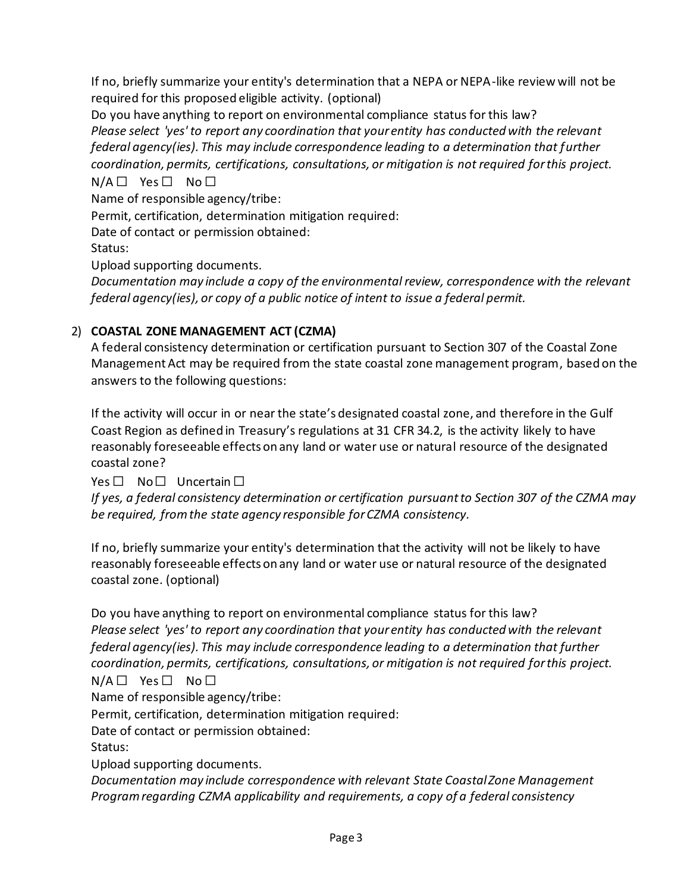If no, briefly summarize your entity's determination that a NEPA or NEPA-like review will not be required for this proposed eligible activity. (optional)

Do you have anything to report on environmental compliance status for this law?

*Please select 'yes' to report any coordination that your entity has conducted with the relevant federal agency(ies). This may include correspondence leading to a determination that further coordination, permits, certifications, consultations, or mitigation is not required for this project.*

N/A ☐ Yes ☐ No ☐

Name of responsible agency/tribe:

Permit, certification, determination mitigation required:

Date of contact or permission obtained:

Status:

Upload supporting documents.

*Documentation may include a copy of the environmental review, correspondence with the relevant federal agency(ies), or copy of a public notice of intent to issue a federal permit.*

2) **COASTAL ZONE MANAGEMENT ACT (CZMA)**

A federal consistency determination or certification pursuant to Section 307 of the Coastal Zone Management Act may be required from the state coastal zone management program, based on the answers to the following questions:

If the activity will occur in or near the state's designated coastal zone, and therefore in the Gulf Coast Region as defined in Treasury's regulations at 31 CFR 34.2, is the activity likely to have reasonably foreseeable effects on any land or water use or natural resource of the designated coastal zone?

Yes ☐ No ☐ Uncertain ☐

*If yes, a federal consistency determination or certification pursuant to Section 307 of the CZMA may be required, from the state agency responsible for CZMA consistency.*

If no, briefly summarize your entity's determination that the activity will not be likely to have reasonably foreseeable effects on any land or water use or natural resource of the designated coastal zone. (optional)

Do you have anything to report on environmental compliance status for this law?

*Please select 'yes' to report any coordination that your entity has conducted with the relevant federal agency(ies). This may include correspondence leading to a determination that further coordination, permits, certifications, consultations, or mitigation is not required for this project.*

N/A ☐ Yes ☐ No ☐

Name of responsible agency/tribe:

Permit, certification, determination mitigation required:

Date of contact or permission obtained:

Status:

Upload supporting documents.

*Documentation may include correspondence with relevant State Coastal Zone Management Program regarding CZMA applicability and requirements, a copy of a federal consistency*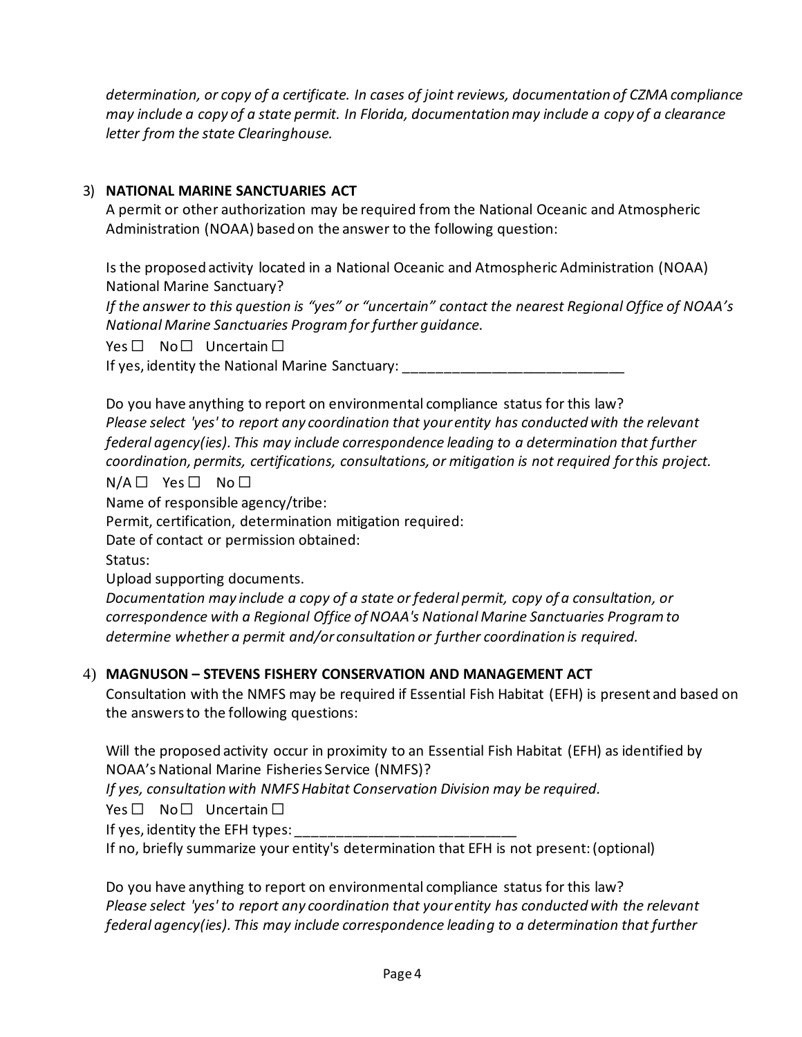*determination, or copy of a certificate. In cases of joint reviews, documentation of CZMA compliance may include a copy of a state permit. In Florida, documentation may include a copy of a clearance letter from the state Clearinghouse.*

3) **NATIONAL MARINE SANCTUARIES ACT**

A permit or other authorization may be required from the National Oceanic and Atmospheric Administration (NOAA) based on the answer to the following question:

Is the proposed activity located in a National Oceanic and Atmospheric Administration (NOAA) National Marine Sanctuary?

*If the answer to this question is "yes" or "uncertain" contact the nearest Regional Office of NOAA's National Marine Sanctuaries Program for further guidance.*

Yes ☐ No ☐ Uncertain ☐

If yes, identity the National Marine Sanctuary: ____________________________

Do you have anything to report on environmental compliance status for this law?

*Please select 'yes' to report any coordination that your entity has conducted with the relevant federal agency(ies). This may include correspondence leading to a determination that further coordination, permits, certifications, consultations, or mitigation is not required for this project.*

N/A ☐ Yes ☐ No ☐

Name of responsible agency/tribe:

Permit, certification, determination mitigation required:

Date of contact or permission obtained:

Status:

Upload supporting documents.

*Documentation may include a copy of a state or federal permit, copy of a consultation, or correspondence with a Regional Office of NOAA's National Marine Sanctuaries Program to determine whether a permit and/or consultation or further coordination is required.*

4) **MAGNUSON – STEVENS FISHERY CONSERVATION AND MANAGEMENT ACT**

Consultation with the NMFS may be required if Essential Fish Habitat (EFH) is present and based on the answers to the following questions:

Will the proposed activity occur in proximity to an Essential Fish Habitat (EFH) as identified by NOAA's National Marine Fisheries Service (NMFS)?

*If yes, consultation with NMFS Habitat Conservation Division may be required.*

Yes ☐ No ☐ Uncertain ☐

If yes, identity the EFH types: ____________________________

If no, briefly summarize your entity's determination that EFH is not present: (optional)

Do you have anything to report on environmental compliance status for this law?

*Please select 'yes' to report any coordination that your entity has conducted with the relevant federal agency(ies). This may include correspondence leading to a determination that further*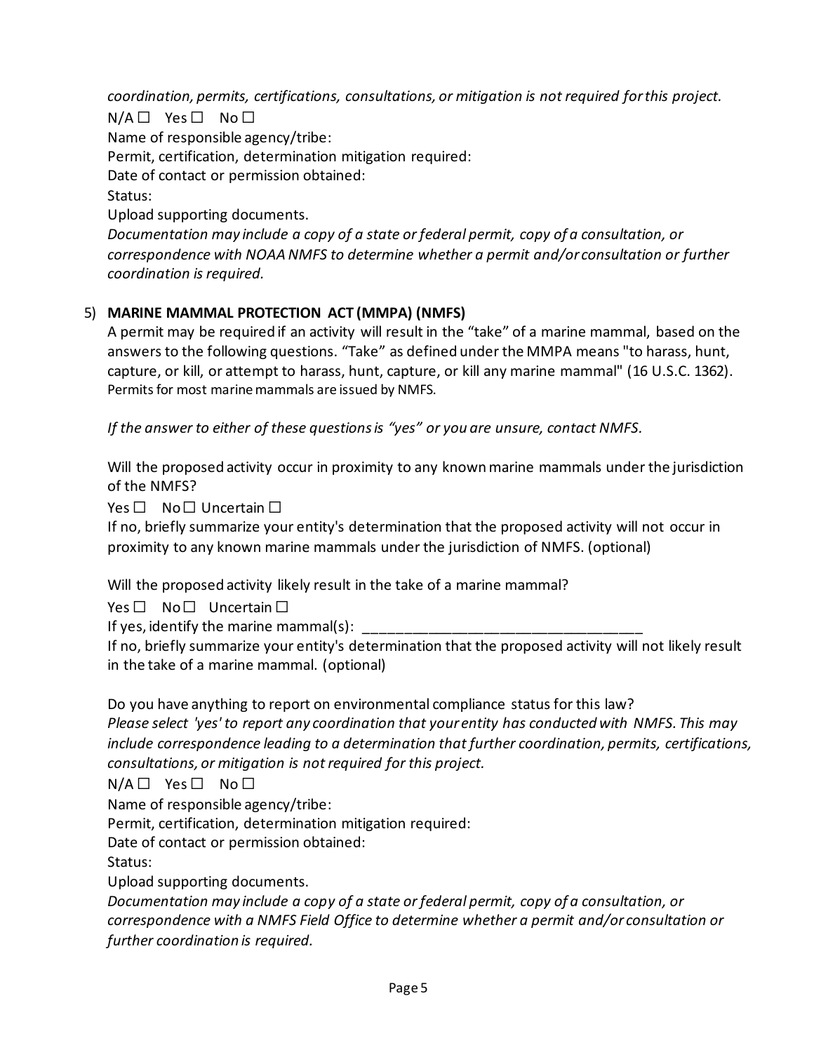*coordination, permits, certifications, consultations, or mitigation is not required for this project.*

N/A ☐ Yes ☐ No ☐

Name of responsible agency/tribe:

Permit, certification, determination mitigation required:

Date of contact or permission obtained:

Status:

Upload supporting documents.

*Documentation may include a copy of a state or federal permit, copy of a consultation, or correspondence with NOAA NMFS to determine whether a permit and/or consultation or further coordination is required.*

5) **MARINE MAMMAL PROTECTION ACT (MMPA) (NMFS)**

A permit may be required if an activity will result in the "take" of a marine mammal, based on the answers to the following questions. "Take" as defined under the MMPA means "to harass, hunt, capture, or kill, or attempt to harass, hunt, capture, or kill any marine mammal" (16 U.S.C. 1362). Permits for most marine mammals are issued by NMFS.

*If the answer to either of these questions is "yes" or you are unsure, contact NMFS.*

Will the proposed activity occur in proximity to any known marine mammals under the jurisdiction of the NMFS?

Yes ☐ No ☐ Uncertain ☐

If no, briefly summarize your entity's determination that the proposed activity will not occur in proximity to any known marine mammals under the jurisdiction of NMFS. (optional)

Will the proposed activity likely result in the take of a marine mammal?

Yes ☐ No ☐ Uncertain ☐

If yes, identify the marine mammal(s): ___________________________________

If no, briefly summarize your entity's determination that the proposed activity will not likely result in the take of a marine mammal. (optional)

Do you have anything to report on environmental compliance status for this law?

*Please select 'yes' to report any coordination that your entity has conducted with NMFS. This may include correspondence leading to a determination that further coordination, permits, certifications, consultations, or mitigation is not required for this project.*

N/A ☐ Yes ☐ No ☐

Name of responsible agency/tribe:

Permit, certification, determination mitigation required:

Date of contact or permission obtained:

Status:

Upload supporting documents.

*Documentation may include a copy of a state or federal permit, copy of a consultation, or correspondence with a NMFS Field Office to determine whether a permit and/or consultation or further coordination is required.*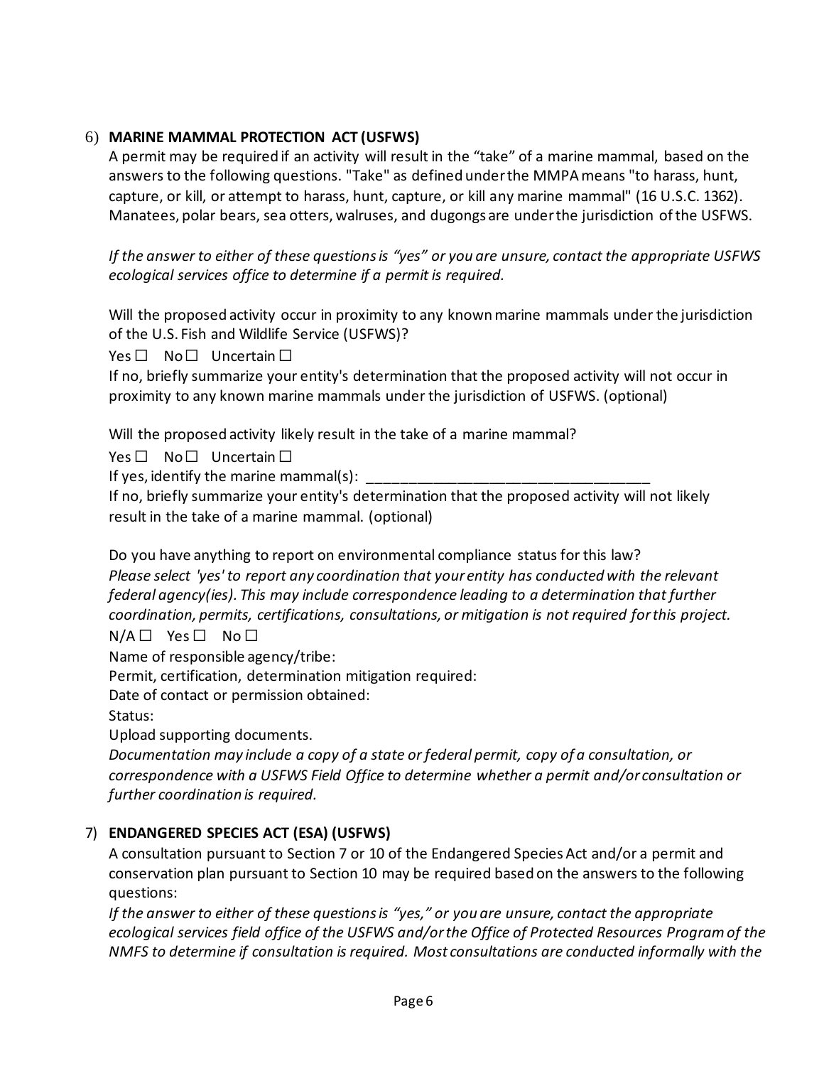6) **MARINE MAMMAL PROTECTION ACT (USFWS)**

A permit may be required if an activity will result in the "take" of a marine mammal, based on the answers to the following questions. "Take" as defined under the MMPA means "to harass, hunt, capture, or kill, or attempt to harass, hunt, capture, or kill any marine mammal" (16 U.S.C. 1362). Manatees, polar bears, sea otters, walruses, and dugongs are under the jurisdiction of the USFWS.

*If the answer to either of these questions is "yes" or you are unsure, contact the appropriate USFWS ecological services office to determine if a permit is required.*

Will the proposed activity occur in proximity to any known marine mammals under the jurisdiction of the U.S. Fish and Wildlife Service (USFWS)?

Yes ☐ No ☐ Uncertain ☐

If no, briefly summarize your entity's determination that the proposed activity will not occur in proximity to any known marine mammals under the jurisdiction of USFWS. (optional)

Will the proposed activity likely result in the take of a marine mammal?

Yes ☐ No ☐ Uncertain ☐

If yes, identify the marine mammal(s): ___________________________________

If no, briefly summarize your entity's determination that the proposed activity will not likely result in the take of a marine mammal. (optional)

Do you have anything to report on environmental compliance status for this law?

*Please select 'yes' to report any coordination that your entity has conducted with the relevant federal agency(ies). This may include correspondence leading to a determination that further coordination, permits, certifications, consultations, or mitigation is not required for this project.*

N/A ☐ Yes ☐ No ☐

Name of responsible agency/tribe:

Permit, certification, determination mitigation required:

Date of contact or permission obtained:

Status:

Upload supporting documents.

*Documentation may include a copy of a state or federal permit, copy of a consultation, or correspondence with a USFWS Field Office to determine whether a permit and/or consultation or further coordination is required.*

7) **ENDANGERED SPECIES ACT (ESA) (USFWS)**

A consultation pursuant to Section 7 or 10 of the Endangered Species Act and/or a permit and conservation plan pursuant to Section 10 may be required based on the answers to the following questions:

*If the answer to either of these questions is "yes," or you are unsure, contact the appropriate ecological services field office of the USFWS and/or the Office of Protected Resources Program of the NMFS to determine if consultation is required. Most consultations are conducted informally with the*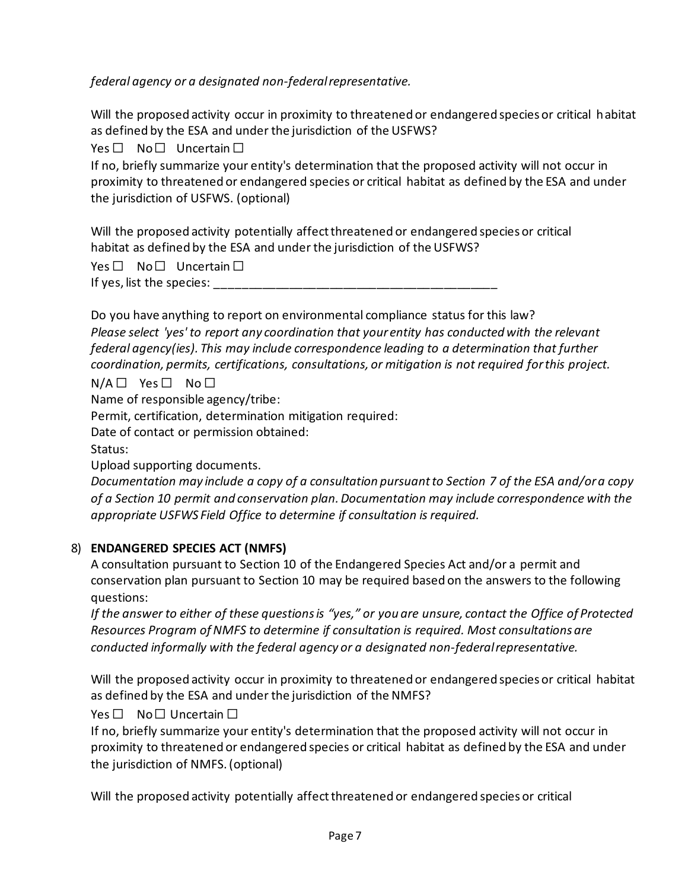*federal agency or a designated non-federal representative.*

Will the proposed activity occur in proximity to threatened or endangered species or critical habitat as defined by the ESA and under the jurisdiction of the USFWS?

Yes ☐ No ☐ Uncertain ☐

If no, briefly summarize your entity's determination that the proposed activity will not occur in proximity to threatened or endangered species or critical habitat as defined by the ESA and under the jurisdiction of USFWS. (optional)

Will the proposed activity potentially affect threatened or endangered species or critical habitat as defined by the ESA and under the jurisdiction of the USFWS?

Yes ☐ No ☐ Uncertain ☐

If yes, list the species: ________________________________________

Do you have anything to report on environmental compliance status for this law?

*Please select 'yes' to report any coordination that your entity has conducted with the relevant federal agency(ies). This may include correspondence leading to a determination that further coordination, permits, certifications, consultations, or mitigation is not required for this project.*

N/A ☐ Yes ☐ No ☐

Name of responsible agency/tribe:

Permit, certification, determination mitigation required:

Date of contact or permission obtained:

Status:

Upload supporting documents.

*Documentation may include a copy of a consultation pursuant to Section 7 of the ESA and/or a copy of a Section 10 permit and conservation plan. Documentation may include correspondence with the appropriate USFWS Field Office to determine if consultation is required.*

8) **ENDANGERED SPECIES ACT (NMFS)**

A consultation pursuant to Section 10 of the Endangered Species Act and/or a permit and conservation plan pursuant to Section 10 may be required based on the answers to the following questions:

*If the answer to either of these questions is "yes," or you are unsure, contact the Office of Protected Resources Program of NMFS to determine if consultation is required. Most consultations are conducted informally with the federal agency or a designated non-federal representative.*

Will the proposed activity occur in proximity to threatened or endangered species or critical habitat as defined by the ESA and under the jurisdiction of the NMFS?

Yes ☐ No ☐ Uncertain ☐

If no, briefly summarize your entity's determination that the proposed activity will not occur in proximity to threatened or endangered species or critical habitat as defined by the ESA and under the jurisdiction of NMFS. (optional)

Will the proposed activity potentially affect threatened or endangered species or critical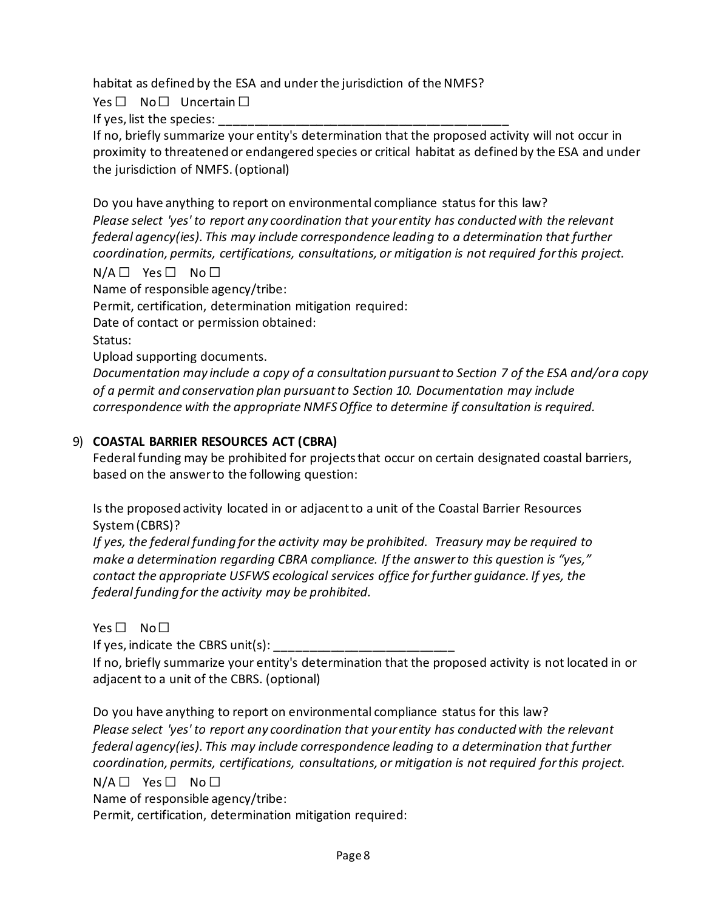habitat as defined by the ESA and under the jurisdiction of the NMFS?

Yes ☐ No ☐ Uncertain ☐

If yes, list the species: ________________________________________

If no, briefly summarize your entity's determination that the proposed activity will not occur in proximity to threatened or endangered species or critical habitat as defined by the ESA and under the jurisdiction of NMFS. (optional)

Do you have anything to report on environmental compliance status for this law?
*Please select 'yes' to report any coordination that your entity has conducted with the relevant federal agency(ies). This may include correspondence leading to a determination that further coordination, permits, certifications, consultations, or mitigation is not required for this project.*

N/A ☐ Yes ☐ No ☐

Name of responsible agency/tribe:

Permit, certification, determination mitigation required:

Date of contact or permission obtained:

Status:

Upload supporting documents.

*Documentation may include a copy of a consultation pursuant to Section 7 of the ESA and/or a copy of a permit and conservation plan pursuant to Section 10. Documentation may include correspondence with the appropriate NMFS Office to determine if consultation is required.*

9) **COASTAL BARRIER RESOURCES ACT (CBRA)**

Federal funding may be prohibited for projects that occur on certain designated coastal barriers, based on the answer to the following question:

Is the proposed activity located in or adjacent to a unit of the Coastal Barrier Resources System (CBRS)?

*If yes, the federal funding for the activity may be prohibited. Treasury may be required to make a determination regarding CBRA compliance. If the answer to this question is "yes," contact the appropriate USFWS ecological services office for further guidance. If yes, the federal funding for the activity may be prohibited.*

Yes ☐ No ☐

If yes, indicate the CBRS unit(s): __________________________

If no, briefly summarize your entity's determination that the proposed activity is not located in or adjacent to a unit of the CBRS. (optional)

Do you have anything to report on environmental compliance status for this law?
*Please select 'yes' to report any coordination that your entity has conducted with the relevant federal agency(ies). This may include correspondence leading to a determination that further coordination, permits, certifications, consultations, or mitigation is not required for this project.*

N/A ☐ Yes ☐ No ☐

Name of responsible agency/tribe:

Permit, certification, determination mitigation required: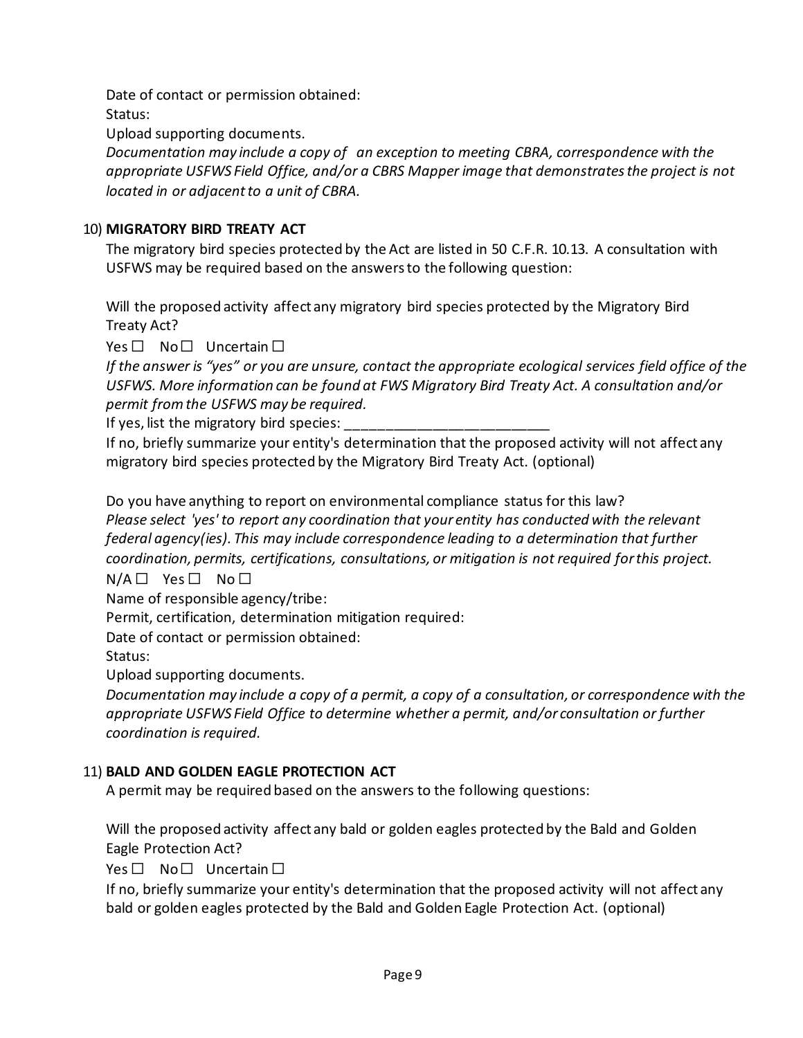Date of contact or permission obtained:

Status:

Upload supporting documents.

*Documentation may include a copy of an exception to meeting CBRA, correspondence with the appropriate USFWS Field Office, and/or a CBRS Mapper image that demonstrates the project is not located in or adjacent to a unit of CBRA.*

10) **MIGRATORY BIRD TREATY ACT**

The migratory bird species protected by the Act are listed in 50 C.F.R. 10.13. A consultation with USFWS may be required based on the answers to the following question:

Will the proposed activity affect any migratory bird species protected by the Migratory Bird Treaty Act?

Yes ☐ No ☐ Uncertain ☐

*If the answer is "yes" or you are unsure, contact the appropriate ecological services field office of the USFWS. More information can be found at FWS Migratory Bird Treaty Act. A consultation and/or permit from the USFWS may be required.*

If yes, list the migratory bird species: ___________________________

If no, briefly summarize your entity's determination that the proposed activity will not affect any migratory bird species protected by the Migratory Bird Treaty Act. (optional)

Do you have anything to report on environmental compliance status for this law?

*Please select 'yes' to report any coordination that your entity has conducted with the relevant federal agency(ies). This may include correspondence leading to a determination that further coordination, permits, certifications, consultations, or mitigation is not required for this project.*

N/A ☐ Yes ☐ No ☐

Name of responsible agency/tribe:

Permit, certification, determination mitigation required:

Date of contact or permission obtained:

Status:

Upload supporting documents.

*Documentation may include a copy of a permit, a copy of a consultation, or correspondence with the appropriate USFWS Field Office to determine whether a permit, and/or consultation or further coordination is required.*

11) **BALD AND GOLDEN EAGLE PROTECTION ACT**

A permit may be required based on the answers to the following questions:

Will the proposed activity affect any bald or golden eagles protected by the Bald and Golden Eagle Protection Act?

Yes ☐ No ☐ Uncertain ☐

If no, briefly summarize your entity's determination that the proposed activity will not affect any bald or golden eagles protected by the Bald and Golden Eagle Protection Act. (optional)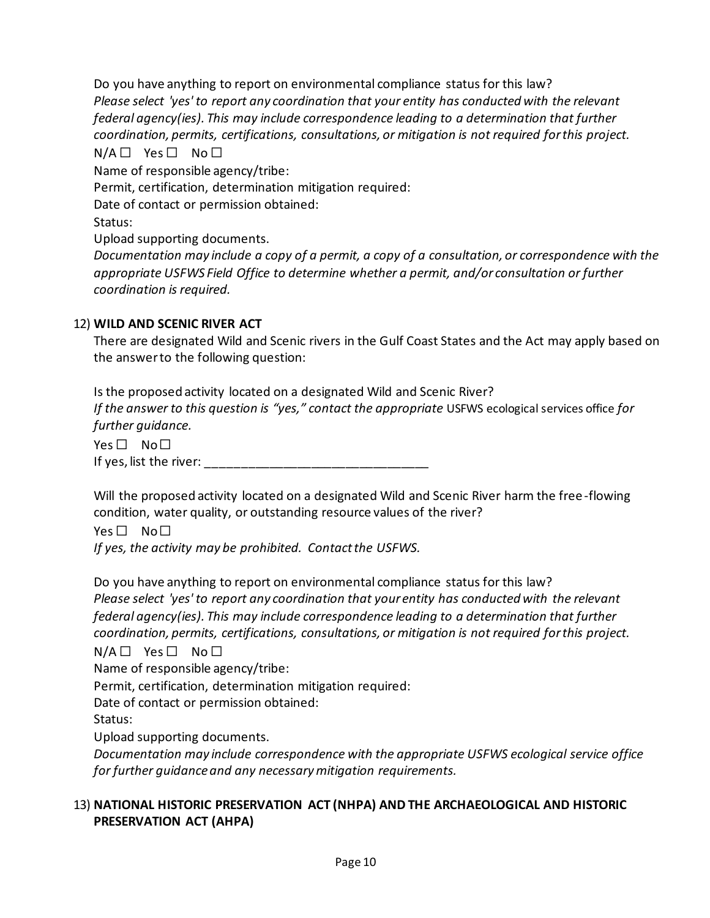Do you have anything to report on environmental compliance status for this law?
*Please select 'yes' to report any coordination that your entity has conducted with the relevant federal agency(ies). This may include correspondence leading to a determination that further coordination, permits, certifications, consultations, or mitigation is not required for this project.*

N/A ☐ Yes ☐ No ☐

Name of responsible agency/tribe:

Permit, certification, determination mitigation required:

Date of contact or permission obtained:

Status:

Upload supporting documents.

*Documentation may include a copy of a permit, a copy of a consultation, or correspondence with the appropriate USFWS Field Office to determine whether a permit, and/or consultation or further coordination is required.*

12) **WILD AND SCENIC RIVER ACT**

There are designated Wild and Scenic rivers in the Gulf Coast States and the Act may apply based on the answer to the following question:

Is the proposed activity located on a designated Wild and Scenic River?
*If the answer to this question is "yes," contact the appropriate* USFWS ecological services office *for further guidance.*

Yes ☐ No ☐

If yes, list the river: _______________________________

Will the proposed activity located on a designated Wild and Scenic River harm the free-flowing condition, water quality, or outstanding resource values of the river?

Yes ☐ No ☐

*If yes, the activity may be prohibited. Contact the USFWS.*

Do you have anything to report on environmental compliance status for this law?
*Please select 'yes' to report any coordination that your entity has conducted with the relevant federal agency(ies). This may include correspondence leading to a determination that further coordination, permits, certifications, consultations, or mitigation is not required for this project.*

N/A ☐ Yes ☐ No ☐

Name of responsible agency/tribe:

Permit, certification, determination mitigation required:

Date of contact or permission obtained:

Status:

Upload supporting documents.

*Documentation may include correspondence with the appropriate USFWS ecological service office for further guidance and any necessary mitigation requirements.*

13) **NATIONAL HISTORIC PRESERVATION ACT (NHPA) AND THE ARCHAEOLOGICAL AND HISTORIC PRESERVATION ACT (AHPA)**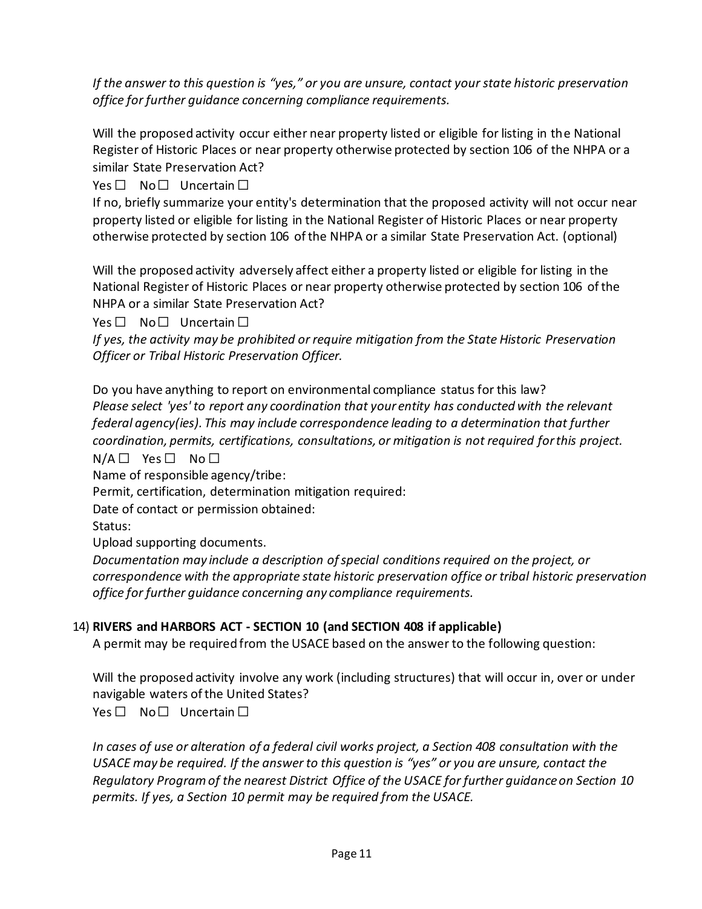*If the answer to this question is "yes," or you are unsure, contact your state historic preservation office for further guidance concerning compliance requirements.*

Will the proposed activity occur either near property listed or eligible for listing in the National Register of Historic Places or near property otherwise protected by section 106 of the NHPA or a similar State Preservation Act?

Yes ☐ No ☐ Uncertain ☐

If no, briefly summarize your entity's determination that the proposed activity will not occur near property listed or eligible for listing in the National Register of Historic Places or near property otherwise protected by section 106 of the NHPA or a similar State Preservation Act. (optional)

Will the proposed activity adversely affect either a property listed or eligible for listing in the National Register of Historic Places or near property otherwise protected by section 106 of the NHPA or a similar State Preservation Act?

Yes ☐ No ☐ Uncertain ☐

*If yes, the activity may be prohibited or require mitigation from the State Historic Preservation Officer or Tribal Historic Preservation Officer.*

Do you have anything to report on environmental compliance status for this law?

*Please select 'yes' to report any coordination that your entity has conducted with the relevant federal agency(ies). This may include correspondence leading to a determination that further coordination, permits, certifications, consultations, or mitigation is not required for this project.*

N/A ☐ Yes ☐ No ☐

Name of responsible agency/tribe:

Permit, certification, determination mitigation required:

Date of contact or permission obtained:

Status:

Upload supporting documents.

*Documentation may include a description of special conditions required on the project, or correspondence with the appropriate state historic preservation office or tribal historic preservation office for further guidance concerning any compliance requirements.*

14) **RIVERS and HARBORS ACT - SECTION 10 (and SECTION 408 if applicable)**

A permit may be required from the USACE based on the answer to the following question:

Will the proposed activity involve any work (including structures) that will occur in, over or under navigable waters of the United States?

Yes ☐ No ☐ Uncertain ☐

*In cases of use or alteration of a federal civil works project, a Section 408 consultation with the USACE may be required. If the answer to this question is "yes" or you are unsure, contact the Regulatory Program of the nearest District Office of the USACE for further guidance on Section 10 permits. If yes, a Section 10 permit may be required from the USACE.*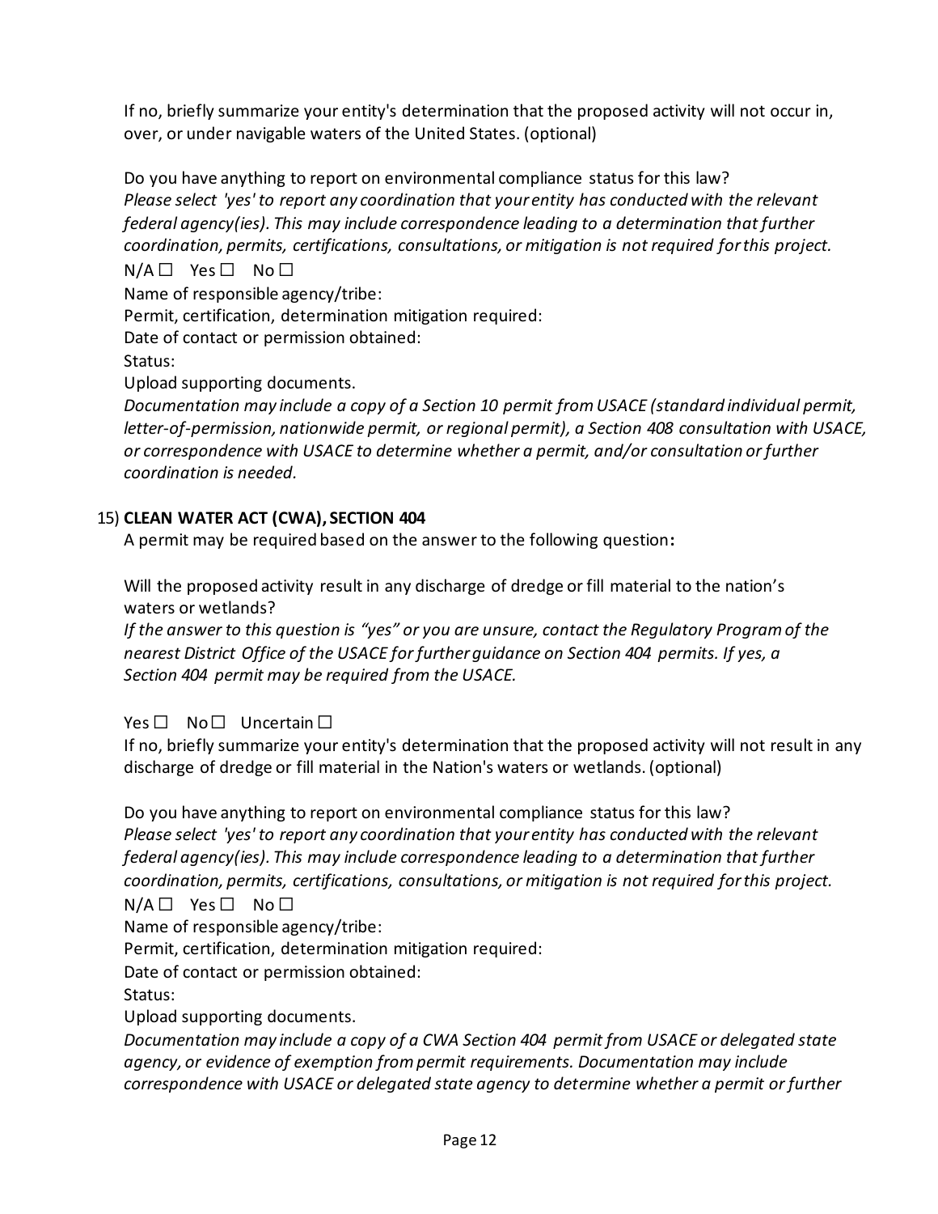If no, briefly summarize your entity's determination that the proposed activity will not occur in, over, or under navigable waters of the United States. (optional)

Do you have anything to report on environmental compliance status for this law?
*Please select 'yes' to report any coordination that your entity has conducted with the relevant federal agency(ies). This may include correspondence leading to a determination that further coordination, permits, certifications, consultations, or mitigation is not required for this project.*
N/A ☐ Yes ☐ No ☐
Name of responsible agency/tribe:
Permit, certification, determination mitigation required:
Date of contact or permission obtained:
Status:
Upload supporting documents.
*Documentation may include a copy of a Section 10 permit from USACE (standard individual permit, letter-of-permission, nationwide permit, or regional permit), a Section 408 consultation with USACE, or correspondence with USACE to determine whether a permit, and/or consultation or further coordination is needed.*

15) **CLEAN WATER ACT (CWA), SECTION 404**
A permit may be required based on the answer to the following question**:**

Will the proposed activity result in any discharge of dredge or fill material to the nation's waters or wetlands?
*If the answer to this question is "yes" or you are unsure, contact the Regulatory Program of the nearest District Office of the USACE for further guidance on Section 404 permits. If yes, a Section 404 permit may be required from the USACE.*

Yes ☐ No ☐ Uncertain ☐
If no, briefly summarize your entity's determination that the proposed activity will not result in any discharge of dredge or fill material in the Nation's waters or wetlands. (optional)

Do you have anything to report on environmental compliance status for this law?
*Please select 'yes' to report any coordination that your entity has conducted with the relevant federal agency(ies). This may include correspondence leading to a determination that further coordination, permits, certifications, consultations, or mitigation is not required for this project.*
N/A ☐ Yes ☐ No ☐
Name of responsible agency/tribe:
Permit, certification, determination mitigation required:
Date of contact or permission obtained:
Status:
Upload supporting documents.
*Documentation may include a copy of a CWA Section 404 permit from USACE or delegated state agency, or evidence of exemption from permit requirements. Documentation may include correspondence with USACE or delegated state agency to determine whether a permit or further*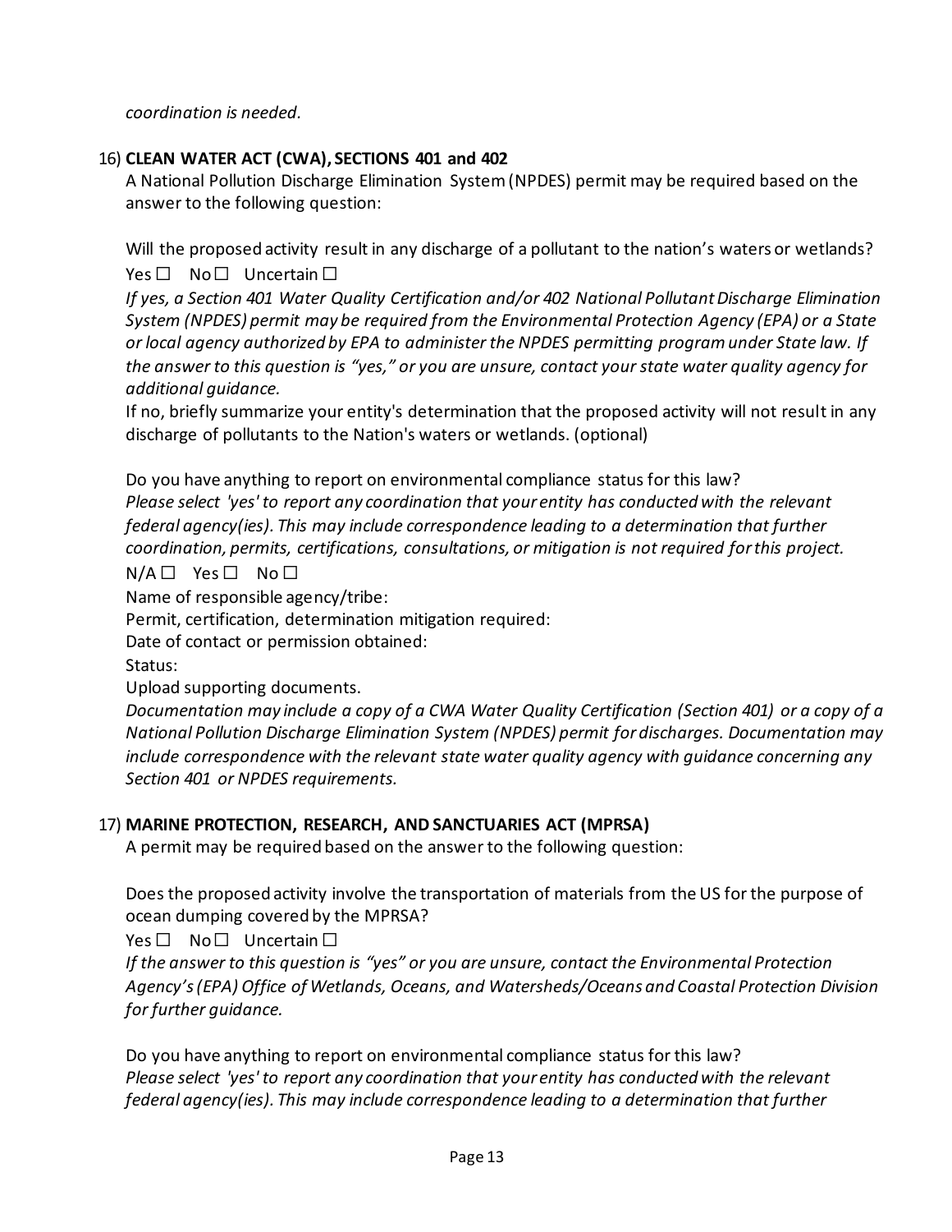*coordination is needed.*

16) **CLEAN WATER ACT (CWA), SECTIONS 401 and 402**

A National Pollution Discharge Elimination System (NPDES) permit may be required based on the answer to the following question:

Will the proposed activity result in any discharge of a pollutant to the nation's waters or wetlands?

Yes ☐ No ☐ Uncertain ☐

*If yes, a Section 401 Water Quality Certification and/or 402 National Pollutant Discharge Elimination System (NPDES) permit may be required from the Environmental Protection Agency (EPA) or a State or local agency authorized by EPA to administer the NPDES permitting program under State law. If the answer to this question is "yes," or you are unsure, contact your state water quality agency for additional guidance.*

If no, briefly summarize your entity's determination that the proposed activity will not result in any discharge of pollutants to the Nation's waters or wetlands. (optional)

Do you have anything to report on environmental compliance status for this law?

*Please select 'yes' to report any coordination that your entity has conducted with the relevant federal agency(ies). This may include correspondence leading to a determination that further coordination, permits, certifications, consultations, or mitigation is not required for this project.*

N/A ☐ Yes ☐ No ☐

Name of responsible agency/tribe:

Permit, certification, determination mitigation required:

Date of contact or permission obtained:

Status:

Upload supporting documents.

*Documentation may include a copy of a CWA Water Quality Certification (Section 401) or a copy of a National Pollution Discharge Elimination System (NPDES) permit for discharges. Documentation may include correspondence with the relevant state water quality agency with guidance concerning any Section 401 or NPDES requirements.*

17) **MARINE PROTECTION, RESEARCH, AND SANCTUARIES ACT (MPRSA)**

A permit may be required based on the answer to the following question:

Does the proposed activity involve the transportation of materials from the US for the purpose of ocean dumping covered by the MPRSA?

Yes ☐ No ☐ Uncertain ☐

*If the answer to this question is "yes" or you are unsure, contact the Environmental Protection Agency's (EPA) Office of Wetlands, Oceans, and Watersheds/Oceans and Coastal Protection Division for further guidance.*

Do you have anything to report on environmental compliance status for this law?

*Please select 'yes' to report any coordination that your entity has conducted with the relevant federal agency(ies). This may include correspondence leading to a determination that further*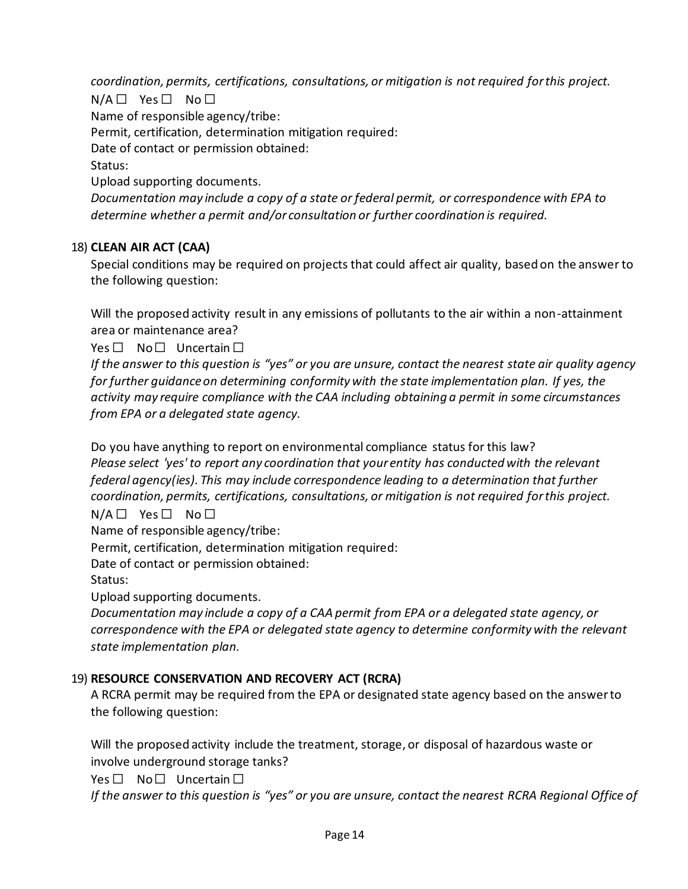*coordination, permits, certifications, consultations, or mitigation is not required for this project.*

N/A ☐ Yes ☐ No ☐

Name of responsible agency/tribe:

Permit, certification, determination mitigation required:

Date of contact or permission obtained:

Status:

Upload supporting documents.

*Documentation may include a copy of a state or federal permit, or correspondence with EPA to determine whether a permit and/or consultation or further coordination is required.*

18) **CLEAN AIR ACT (CAA)**

Special conditions may be required on projects that could affect air quality, based on the answer to the following question:

Will the proposed activity result in any emissions of pollutants to the air within a non-attainment area or maintenance area?

Yes ☐ No ☐ Uncertain ☐

*If the answer to this question is "yes" or you are unsure, contact the nearest state air quality agency for further guidance on determining conformity with the state implementation plan. If yes, the activity may require compliance with the CAA including obtaining a permit in some circumstances from EPA or a delegated state agency.*

Do you have anything to report on environmental compliance status for this law?

*Please select 'yes' to report any coordination that your entity has conducted with the relevant federal agency(ies). This may include correspondence leading to a determination that further coordination, permits, certifications, consultations, or mitigation is not required for this project.*

N/A ☐ Yes ☐ No ☐

Name of responsible agency/tribe:

Permit, certification, determination mitigation required:

Date of contact or permission obtained:

Status:

Upload supporting documents.

*Documentation may include a copy of a CAA permit from EPA or a delegated state agency, or correspondence with the EPA or delegated state agency to determine conformity with the relevant state implementation plan.*

19) **RESOURCE CONSERVATION AND RECOVERY ACT (RCRA)**

A RCRA permit may be required from the EPA or designated state agency based on the answer to the following question:

Will the proposed activity include the treatment, storage, or disposal of hazardous waste or involve underground storage tanks?

Yes ☐ No ☐ Uncertain ☐

*If the answer to this question is "yes" or you are unsure, contact the nearest RCRA Regional Office of*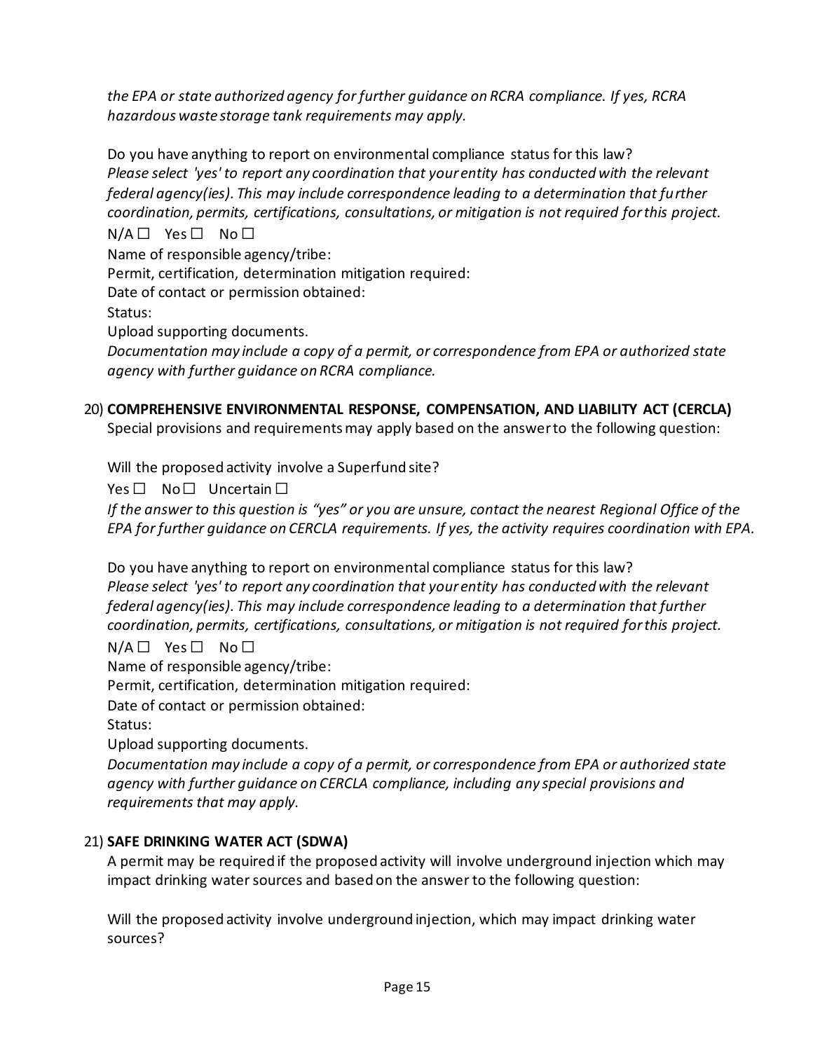*the EPA or state authorized agency for further guidance on RCRA compliance. If yes, RCRA hazardous waste storage tank requirements may apply.*

Do you have anything to report on environmental compliance status for this law?
*Please select 'yes' to report any coordination that your entity has conducted with the relevant federal agency(ies). This may include correspondence leading to a determination that further coordination, permits, certifications, consultations, or mitigation is not required for this project.*
N/A ☐ Yes ☐ No ☐
Name of responsible agency/tribe:
Permit, certification, determination mitigation required:
Date of contact or permission obtained:
Status:
Upload supporting documents.
*Documentation may include a copy of a permit, or correspondence from EPA or authorized state agency with further guidance on RCRA compliance.*

20) **COMPREHENSIVE ENVIRONMENTAL RESPONSE, COMPENSATION, AND LIABILITY ACT (CERCLA)**
Special provisions and requirements may apply based on the answer to the following question:

Will the proposed activity involve a Superfund site?
Yes ☐ No ☐ Uncertain ☐
*If the answer to this question is "yes" or you are unsure, contact the nearest Regional Office of the EPA for further guidance on CERCLA requirements. If yes, the activity requires coordination with EPA.*

Do you have anything to report on environmental compliance status for this law?
*Please select 'yes' to report any coordination that your entity has conducted with the relevant federal agency(ies). This may include correspondence leading to a determination that further coordination, permits, certifications, consultations, or mitigation is not required for this project.*
N/A ☐ Yes ☐ No ☐
Name of responsible agency/tribe:
Permit, certification, determination mitigation required:
Date of contact or permission obtained:
Status:
Upload supporting documents.
*Documentation may include a copy of a permit, or correspondence from EPA or authorized state agency with further guidance on CERCLA compliance, including any special provisions and requirements that may apply.*

21) **SAFE DRINKING WATER ACT (SDWA)**
A permit may be required if the proposed activity will involve underground injection which may impact drinking water sources and based on the answer to the following question:

Will the proposed activity involve underground injection, which may impact drinking water sources?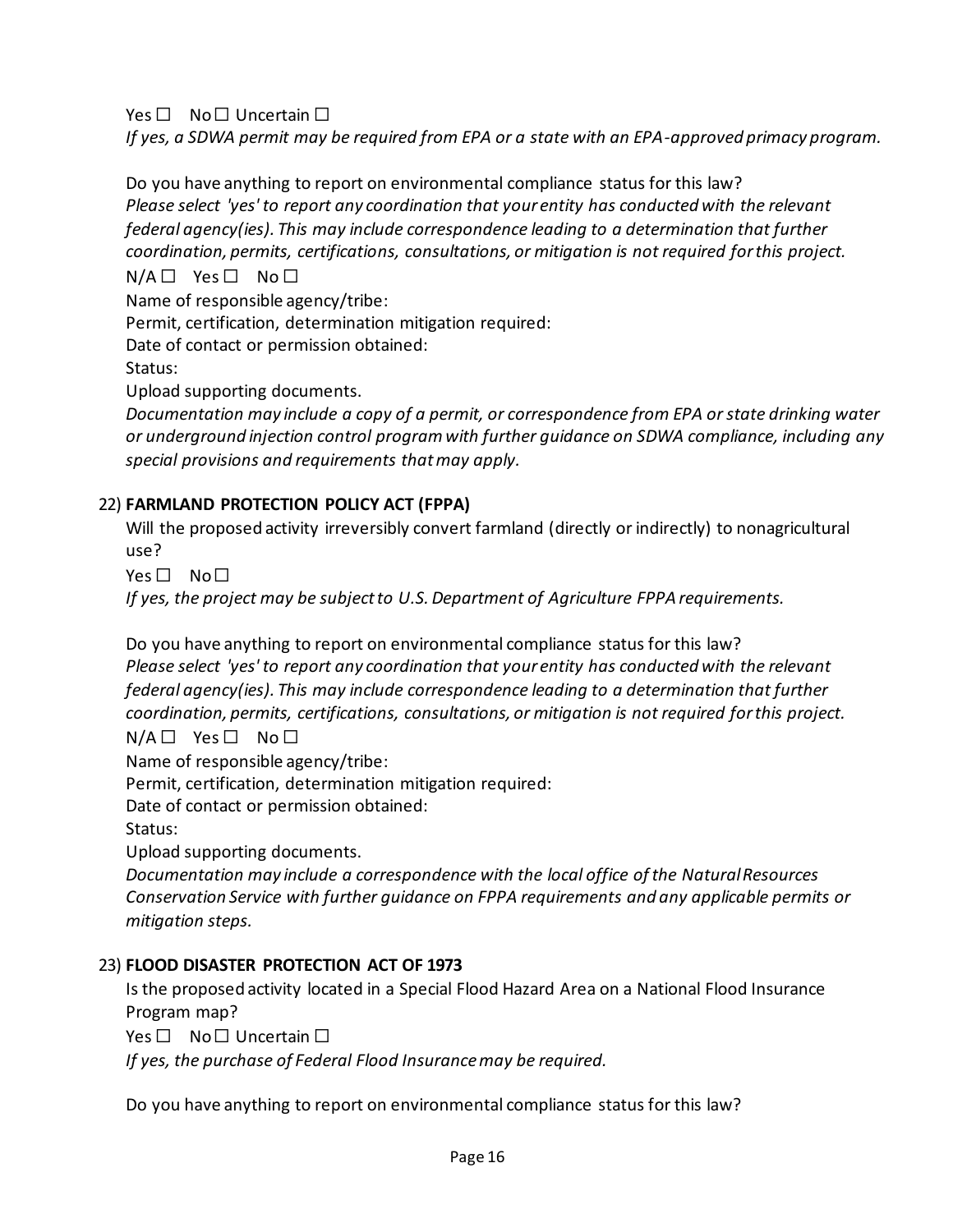Yes ☐ No ☐ Uncertain ☐

*If yes, a SDWA permit may be required from EPA or a state with an EPA-approved primacy program.*

Do you have anything to report on environmental compliance status for this law?

*Please select 'yes' to report any coordination that your entity has conducted with the relevant federal agency(ies). This may include correspondence leading to a determination that further coordination, permits, certifications, consultations, or mitigation is not required for this project.*

N/A ☐ Yes ☐ No ☐

Name of responsible agency/tribe:

Permit, certification, determination mitigation required:

Date of contact or permission obtained:

Status:

Upload supporting documents.

*Documentation may include a copy of a permit, or correspondence from EPA or state drinking water or underground injection control program with further guidance on SDWA compliance, including any special provisions and requirements that may apply.*

22) **FARMLAND PROTECTION POLICY ACT (FPPA)**

Will the proposed activity irreversibly convert farmland (directly or indirectly) to nonagricultural use?

Yes ☐ No ☐

*If yes, the project may be subject to U.S. Department of Agriculture FPPA requirements.*

Do you have anything to report on environmental compliance status for this law?

*Please select 'yes' to report any coordination that your entity has conducted with the relevant federal agency(ies). This may include correspondence leading to a determination that further coordination, permits, certifications, consultations, or mitigation is not required for this project.*

N/A ☐ Yes ☐ No ☐

Name of responsible agency/tribe:

Permit, certification, determination mitigation required:

Date of contact or permission obtained:

Status:

Upload supporting documents.

*Documentation may include a correspondence with the local office of the Natural Resources Conservation Service with further guidance on FPPA requirements and any applicable permits or mitigation steps.*

23) **FLOOD DISASTER PROTECTION ACT OF 1973**

Is the proposed activity located in a Special Flood Hazard Area on a National Flood Insurance Program map?

Yes ☐ No ☐ Uncertain ☐

*If yes, the purchase of Federal Flood Insurance may be required.*

Do you have anything to report on environmental compliance status for this law?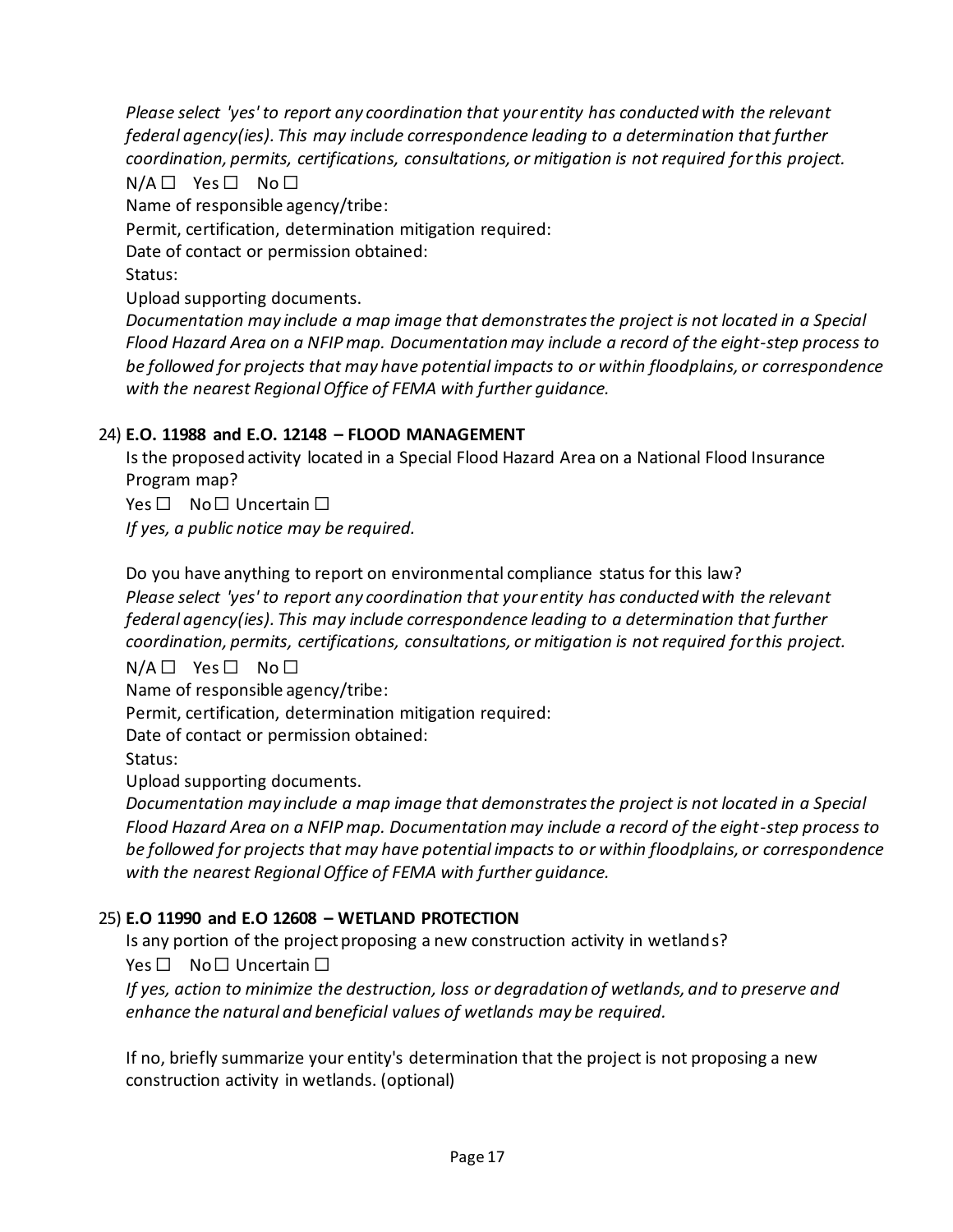*Please select 'yes' to report any coordination that your entity has conducted with the relevant federal agency(ies). This may include correspondence leading to a determination that further coordination, permits, certifications, consultations, or mitigation is not required for this project.*

N/A ☐ Yes ☐ No ☐

Name of responsible agency/tribe:

Permit, certification, determination mitigation required:

Date of contact or permission obtained:

Status:

Upload supporting documents.

*Documentation may include a map image that demonstrates the project is not located in a Special Flood Hazard Area on a NFIP map. Documentation may include a record of the eight-step process to be followed for projects that may have potential impacts to or within floodplains, or correspondence with the nearest Regional Office of FEMA with further guidance.*

24) **E.O. 11988 and E.O. 12148 – FLOOD MANAGEMENT**

Is the proposed activity located in a Special Flood Hazard Area on a National Flood Insurance Program map?

Yes ☐ No ☐ Uncertain ☐

*If yes, a public notice may be required.*

Do you have anything to report on environmental compliance status for this law?

*Please select 'yes' to report any coordination that your entity has conducted with the relevant federal agency(ies). This may include correspondence leading to a determination that further coordination, permits, certifications, consultations, or mitigation is not required for this project.*

N/A ☐ Yes ☐ No ☐

Name of responsible agency/tribe:

Permit, certification, determination mitigation required:

Date of contact or permission obtained:

Status:

Upload supporting documents.

*Documentation may include a map image that demonstrates the project is not located in a Special Flood Hazard Area on a NFIP map. Documentation may include a record of the eight-step process to be followed for projects that may have potential impacts to or within floodplains, or correspondence with the nearest Regional Office of FEMA with further guidance.*

25) **E.O 11990 and E.O 12608 – WETLAND PROTECTION**

Is any portion of the project proposing a new construction activity in wetlands?

Yes ☐ No ☐ Uncertain ☐

*If yes, action to minimize the destruction, loss or degradation of wetlands, and to preserve and enhance the natural and beneficial values of wetlands may be required.*

If no, briefly summarize your entity's determination that the project is not proposing a new construction activity in wetlands. (optional)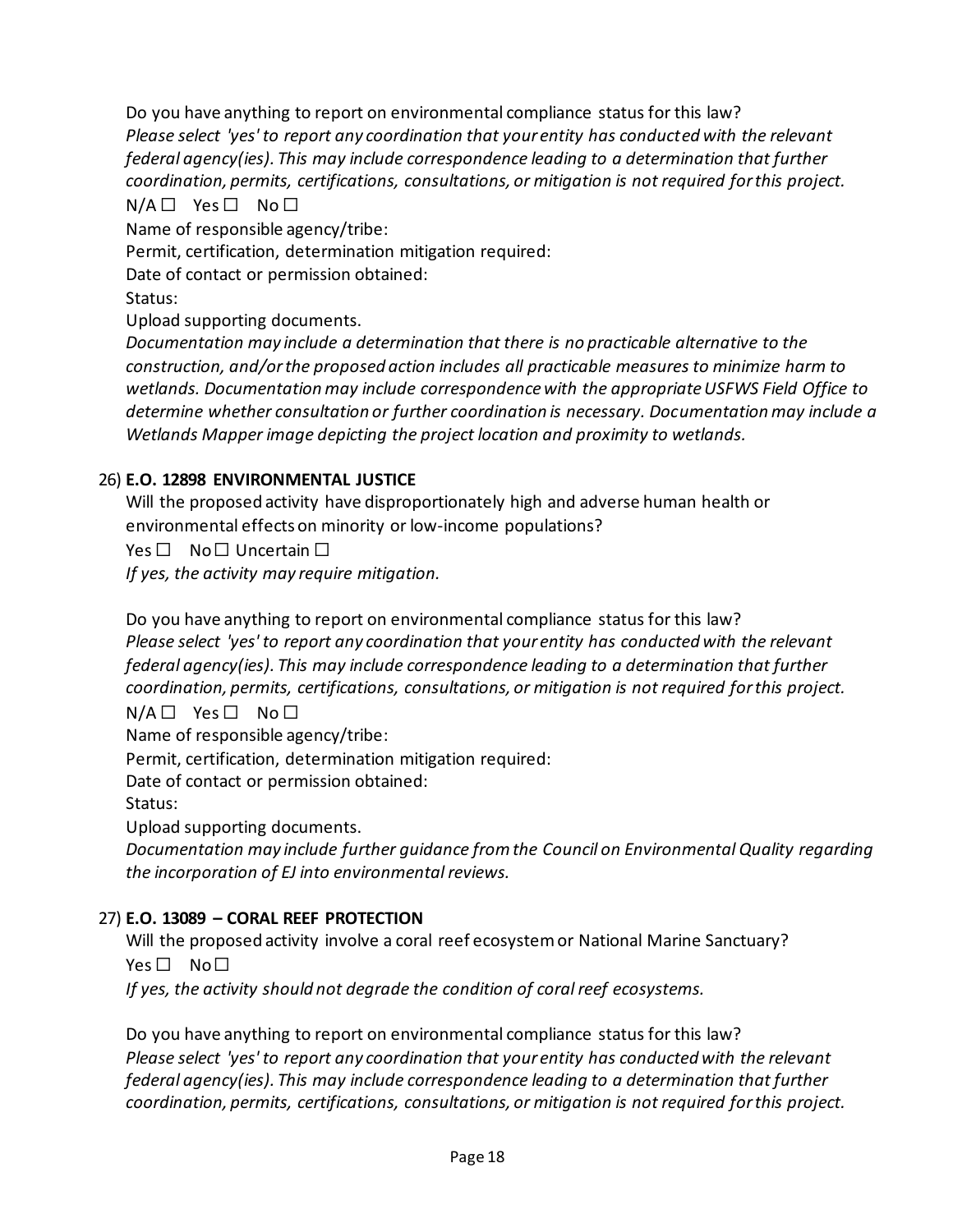Do you have anything to report on environmental compliance status for this law?
*Please select 'yes' to report any coordination that your entity has conducted with the relevant federal agency(ies). This may include correspondence leading to a determination that further coordination, permits, certifications, consultations, or mitigation is not required for this project.*
N/A ☐ Yes ☐ No ☐
Name of responsible agency/tribe:
Permit, certification, determination mitigation required:
Date of contact or permission obtained:
Status:
Upload supporting documents.
*Documentation may include a determination that there is no practicable alternative to the construction, and/or the proposed action includes all practicable measures to minimize harm to wetlands. Documentation may include correspondence with the appropriate USFWS Field Office to determine whether consultation or further coordination is necessary. Documentation may include a Wetlands Mapper image depicting the project location and proximity to wetlands.*

26) **E.O. 12898 ENVIRONMENTAL JUSTICE**

Will the proposed activity have disproportionately high and adverse human health or environmental effects on minority or low-income populations?
Yes ☐ No ☐ Uncertain ☐
*If yes, the activity may require mitigation.*

Do you have anything to report on environmental compliance status for this law?
*Please select 'yes' to report any coordination that your entity has conducted with the relevant federal agency(ies). This may include correspondence leading to a determination that further coordination, permits, certifications, consultations, or mitigation is not required for this project.*
N/A ☐ Yes ☐ No ☐
Name of responsible agency/tribe:
Permit, certification, determination mitigation required:
Date of contact or permission obtained:
Status:
Upload supporting documents.
*Documentation may include further guidance from the Council on Environmental Quality regarding the incorporation of EJ into environmental reviews.*

27) **E.O. 13089 – CORAL REEF PROTECTION**

Will the proposed activity involve a coral reef ecosystem or National Marine Sanctuary?
Yes ☐ No ☐
*If yes, the activity should not degrade the condition of coral reef ecosystems.*

Do you have anything to report on environmental compliance status for this law?
*Please select 'yes' to report any coordination that your entity has conducted with the relevant federal agency(ies). This may include correspondence leading to a determination that further coordination, permits, certifications, consultations, or mitigation is not required for this project.*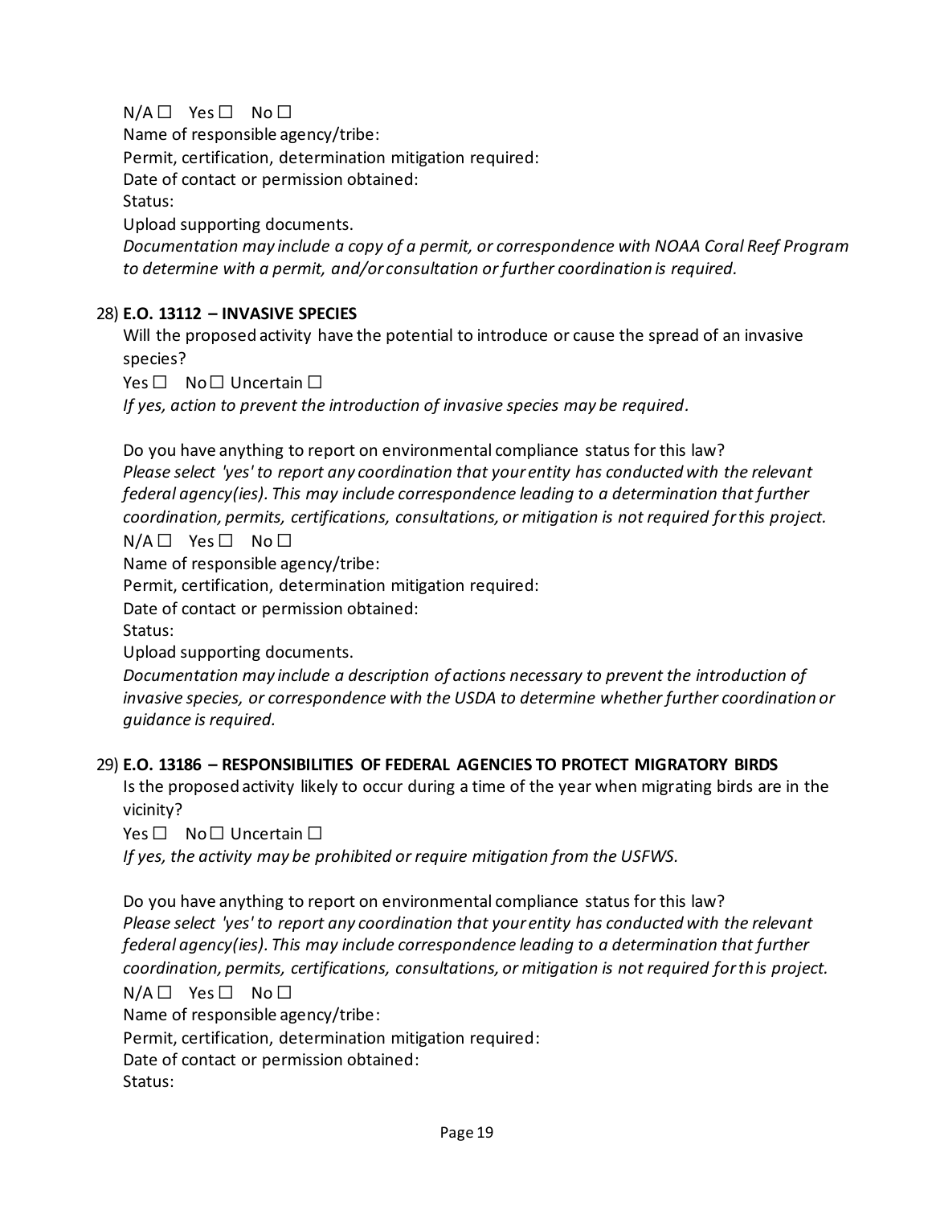N/A ☐ Yes ☐ No ☐

Name of responsible agency/tribe:

Permit, certification, determination mitigation required:

Date of contact or permission obtained:

Status:

Upload supporting documents.

*Documentation may include a copy of a permit, or correspondence with NOAA Coral Reef Program to determine with a permit, and/or consultation or further coordination is required.*

28) **E.O. 13112 – INVASIVE SPECIES**

Will the proposed activity have the potential to introduce or cause the spread of an invasive species?

Yes ☐ No ☐ Uncertain ☐

*If yes, action to prevent the introduction of invasive species may be required.*

Do you have anything to report on environmental compliance status for this law?

*Please select 'yes' to report any coordination that your entity has conducted with the relevant federal agency(ies). This may include correspondence leading to a determination that further coordination, permits, certifications, consultations, or mitigation is not required for this project.*

N/A ☐ Yes ☐ No ☐

Name of responsible agency/tribe:

Permit, certification, determination mitigation required:

Date of contact or permission obtained:

Status:

Upload supporting documents.

*Documentation may include a description of actions necessary to prevent the introduction of invasive species, or correspondence with the USDA to determine whether further coordination or guidance is required.*

29) **E.O. 13186 – RESPONSIBILITIES OF FEDERAL AGENCIES TO PROTECT MIGRATORY BIRDS**

Is the proposed activity likely to occur during a time of the year when migrating birds are in the vicinity?

Yes ☐ No ☐ Uncertain ☐

*If yes, the activity may be prohibited or require mitigation from the USFWS.*

Do you have anything to report on environmental compliance status for this law?

*Please select 'yes' to report any coordination that your entity has conducted with the relevant federal agency(ies). This may include correspondence leading to a determination that further coordination, permits, certifications, consultations, or mitigation is not required for this project.*

N/A ☐ Yes ☐ No ☐

Name of responsible agency/tribe:

Permit, certification, determination mitigation required:

Date of contact or permission obtained:

Status: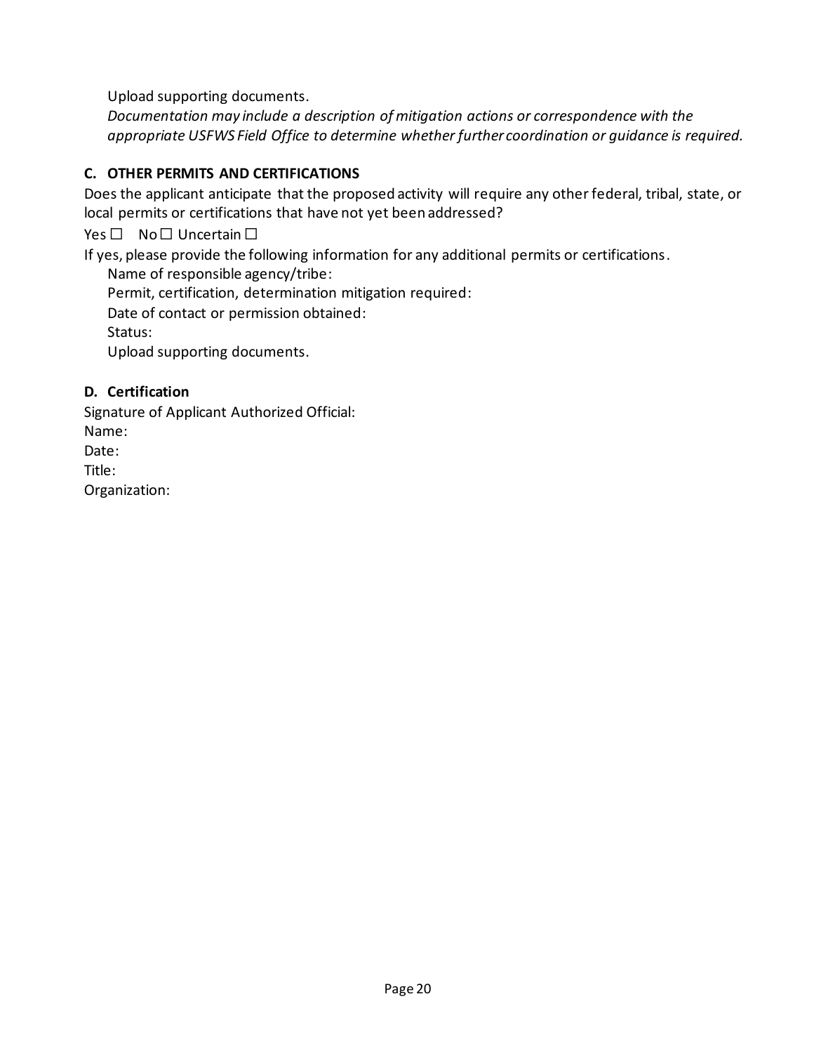Upload supporting documents.

*Documentation may include a description of mitigation actions or correspondence with the appropriate USFWS Field Office to determine whether further coordination or guidance is required.*

### C. OTHER PERMITS AND CERTIFICATIONS

Does the applicant anticipate that the proposed activity will require any other federal, tribal, state, or local permits or certifications that have not yet been addressed?

Yes ☐ No ☐ Uncertain ☐

If yes, please provide the following information for any additional permits or certifications.

Name of responsible agency/tribe:

Permit, certification, determination mitigation required:

Date of contact or permission obtained:

Status:

Upload supporting documents.

### D. Certification

Signature of Applicant Authorized Official:

Name:

Date:

Title:

Organization: